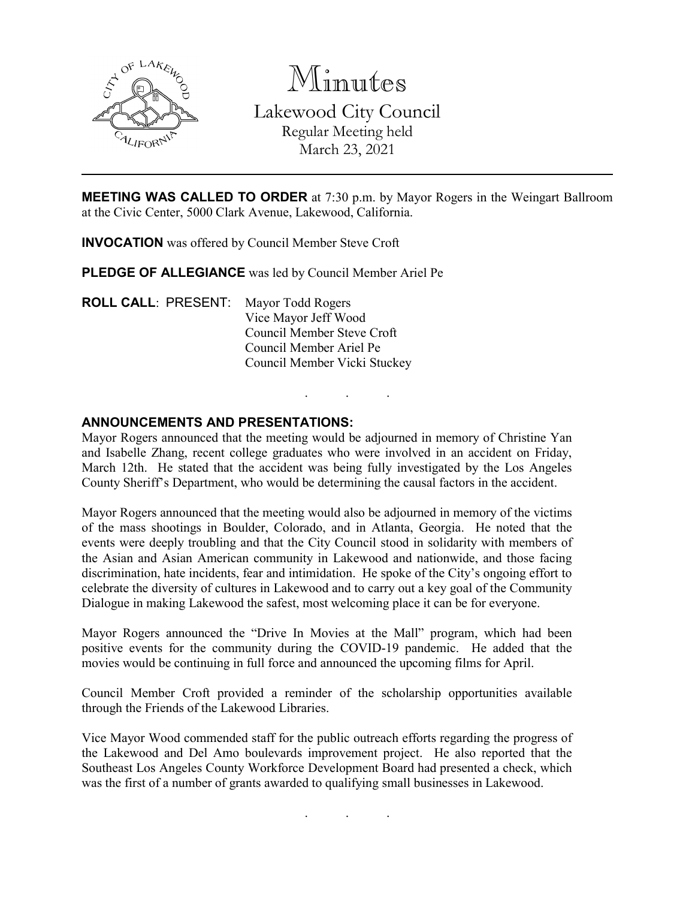# Minutes

## Lakewood City Council

Regular Meeting held
March 23, 2021

---

**MEETING WAS CALLED TO ORDER** at 7:30 p.m. by Mayor Rogers in the Weingart Ballroom at the Civic Center, 5000 Clark Avenue, Lakewood, California.

**INVOCATION** was offered by Council Member Steve Croft

**PLEDGE OF ALLEGIANCE** was led by Council Member Ariel Pe

**ROLL CALL**: PRESENT: Mayor Todd Rogers
Vice Mayor Jeff Wood
Council Member Steve Croft
Council Member Ariel Pe
Council Member Vicki Stuckey

. . .

**ANNOUNCEMENTS AND PRESENTATIONS:**

Mayor Rogers announced that the meeting would be adjourned in memory of Christine Yan and Isabelle Zhang, recent college graduates who were involved in an accident on Friday, March 12th. He stated that the accident was being fully investigated by the Los Angeles County Sheriff's Department, who would be determining the causal factors in the accident.

Mayor Rogers announced that the meeting would also be adjourned in memory of the victims of the mass shootings in Boulder, Colorado, and in Atlanta, Georgia. He noted that the events were deeply troubling and that the City Council stood in solidarity with members of the Asian and Asian American community in Lakewood and nationwide, and those facing discrimination, hate incidents, fear and intimidation. He spoke of the City's ongoing effort to celebrate the diversity of cultures in Lakewood and to carry out a key goal of the Community Dialogue in making Lakewood the safest, most welcoming place it can be for everyone.

Mayor Rogers announced the "Drive In Movies at the Mall" program, which had been positive events for the community during the COVID-19 pandemic. He added that the movies would be continuing in full force and announced the upcoming films for April.

Council Member Croft provided a reminder of the scholarship opportunities available through the Friends of the Lakewood Libraries.

Vice Mayor Wood commended staff for the public outreach efforts regarding the progress of the Lakewood and Del Amo boulevards improvement project. He also reported that the Southeast Los Angeles County Workforce Development Board had presented a check, which was the first of a number of grants awarded to qualifying small businesses in Lakewood.

. . .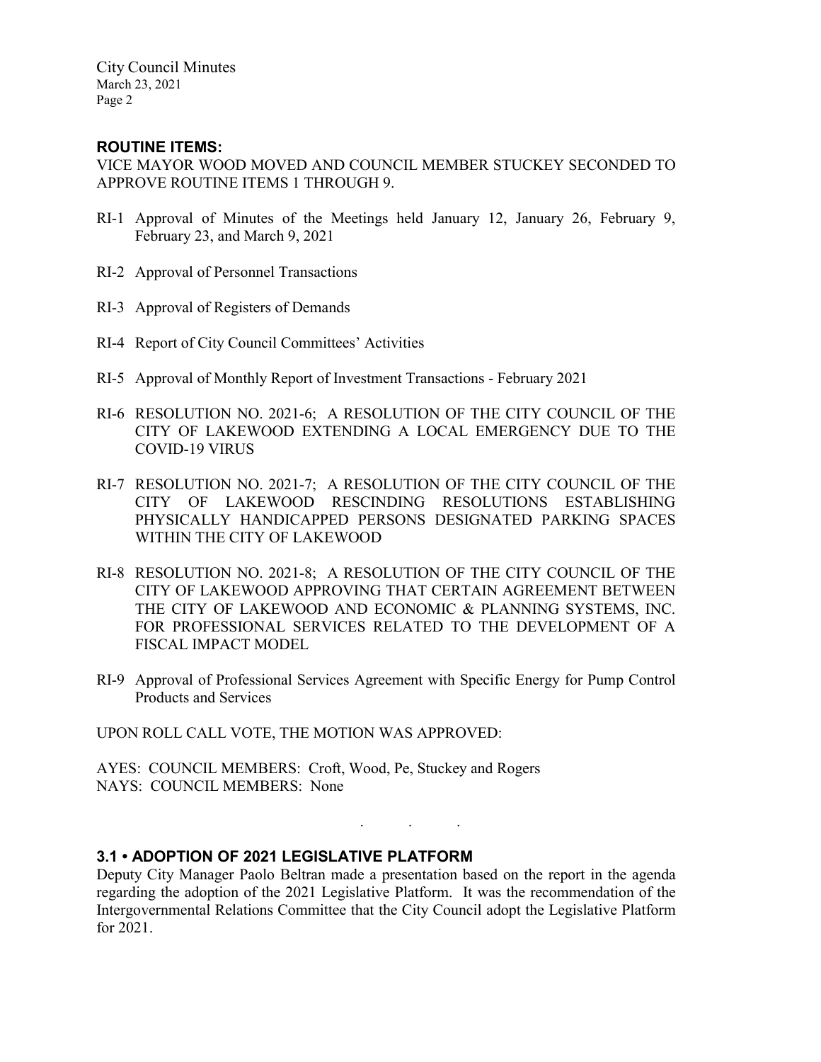## ROUTINE ITEMS:

VICE MAYOR WOOD MOVED AND COUNCIL MEMBER STUCKEY SECONDED TO APPROVE ROUTINE ITEMS 1 THROUGH 9.

RI-1 Approval of Minutes of the Meetings held January 12, January 26, February 9, February 23, and March 9, 2021

RI-2 Approval of Personnel Transactions

RI-3 Approval of Registers of Demands

RI-4 Report of City Council Committees' Activities

RI-5 Approval of Monthly Report of Investment Transactions - February 2021

RI-6 RESOLUTION NO. 2021-6; A RESOLUTION OF THE CITY COUNCIL OF THE CITY OF LAKEWOOD EXTENDING A LOCAL EMERGENCY DUE TO THE COVID-19 VIRUS

RI-7 RESOLUTION NO. 2021-7; A RESOLUTION OF THE CITY COUNCIL OF THE CITY OF LAKEWOOD RESCINDING RESOLUTIONS ESTABLISHING PHYSICALLY HANDICAPPED PERSONS DESIGNATED PARKING SPACES WITHIN THE CITY OF LAKEWOOD

RI-8 RESOLUTION NO. 2021-8; A RESOLUTION OF THE CITY COUNCIL OF THE CITY OF LAKEWOOD APPROVING THAT CERTAIN AGREEMENT BETWEEN THE CITY OF LAKEWOOD AND ECONOMIC & PLANNING SYSTEMS, INC. FOR PROFESSIONAL SERVICES RELATED TO THE DEVELOPMENT OF A FISCAL IMPACT MODEL

RI-9 Approval of Professional Services Agreement with Specific Energy for Pump Control Products and Services

UPON ROLL CALL VOTE, THE MOTION WAS APPROVED:

AYES: COUNCIL MEMBERS: Croft, Wood, Pe, Stuckey and Rogers
NAYS: COUNCIL MEMBERS: None

. . .

## 3.1 • ADOPTION OF 2021 LEGISLATIVE PLATFORM

Deputy City Manager Paolo Beltran made a presentation based on the report in the agenda regarding the adoption of the 2021 Legislative Platform. It was the recommendation of the Intergovernmental Relations Committee that the City Council adopt the Legislative Platform for 2021.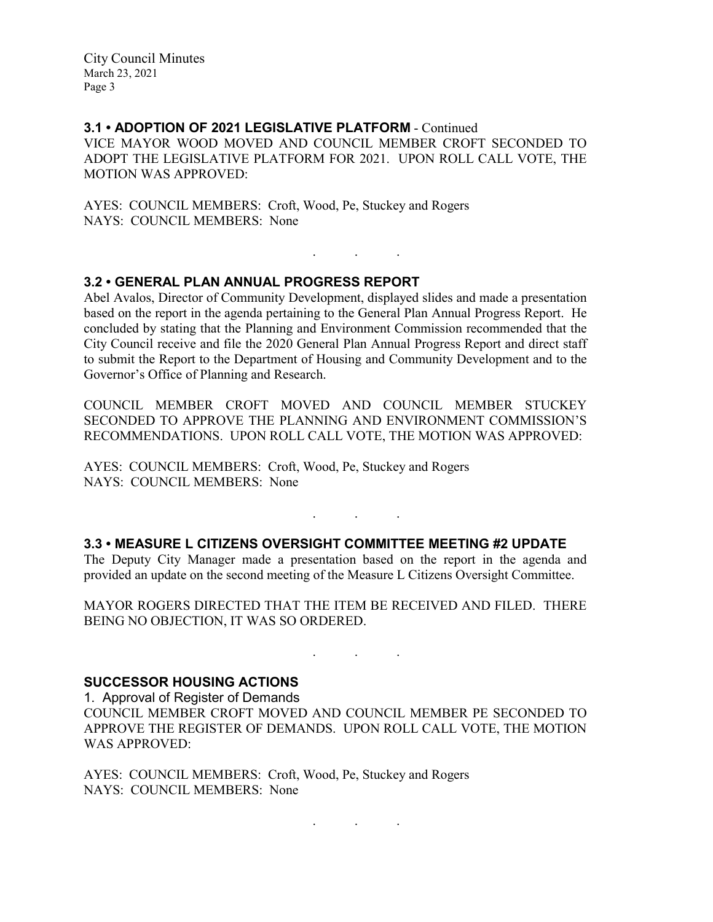## 3.1 • ADOPTION OF 2021 LEGISLATIVE PLATFORM - Continued

VICE MAYOR WOOD MOVED AND COUNCIL MEMBER CROFT SECONDED TO ADOPT THE LEGISLATIVE PLATFORM FOR 2021. UPON ROLL CALL VOTE, THE MOTION WAS APPROVED:

AYES: COUNCIL MEMBERS: Croft, Wood, Pe, Stuckey and Rogers
NAYS: COUNCIL MEMBERS: None

. . .

## 3.2 • GENERAL PLAN ANNUAL PROGRESS REPORT

Abel Avalos, Director of Community Development, displayed slides and made a presentation based on the report in the agenda pertaining to the General Plan Annual Progress Report. He concluded by stating that the Planning and Environment Commission recommended that the City Council receive and file the 2020 General Plan Annual Progress Report and direct staff to submit the Report to the Department of Housing and Community Development and to the Governor's Office of Planning and Research.

COUNCIL MEMBER CROFT MOVED AND COUNCIL MEMBER STUCKEY SECONDED TO APPROVE THE PLANNING AND ENVIRONMENT COMMISSION'S RECOMMENDATIONS. UPON ROLL CALL VOTE, THE MOTION WAS APPROVED:

AYES: COUNCIL MEMBERS: Croft, Wood, Pe, Stuckey and Rogers
NAYS: COUNCIL MEMBERS: None

. . .

## 3.3 • MEASURE L CITIZENS OVERSIGHT COMMITTEE MEETING #2 UPDATE

The Deputy City Manager made a presentation based on the report in the agenda and provided an update on the second meeting of the Measure L Citizens Oversight Committee.

MAYOR ROGERS DIRECTED THAT THE ITEM BE RECEIVED AND FILED. THERE BEING NO OBJECTION, IT WAS SO ORDERED.

. . .

## SUCCESSOR HOUSING ACTIONS

1. Approval of Register of Demands

COUNCIL MEMBER CROFT MOVED AND COUNCIL MEMBER PE SECONDED TO APPROVE THE REGISTER OF DEMANDS. UPON ROLL CALL VOTE, THE MOTION WAS APPROVED:

AYES: COUNCIL MEMBERS: Croft, Wood, Pe, Stuckey and Rogers
NAYS: COUNCIL MEMBERS: None

. . .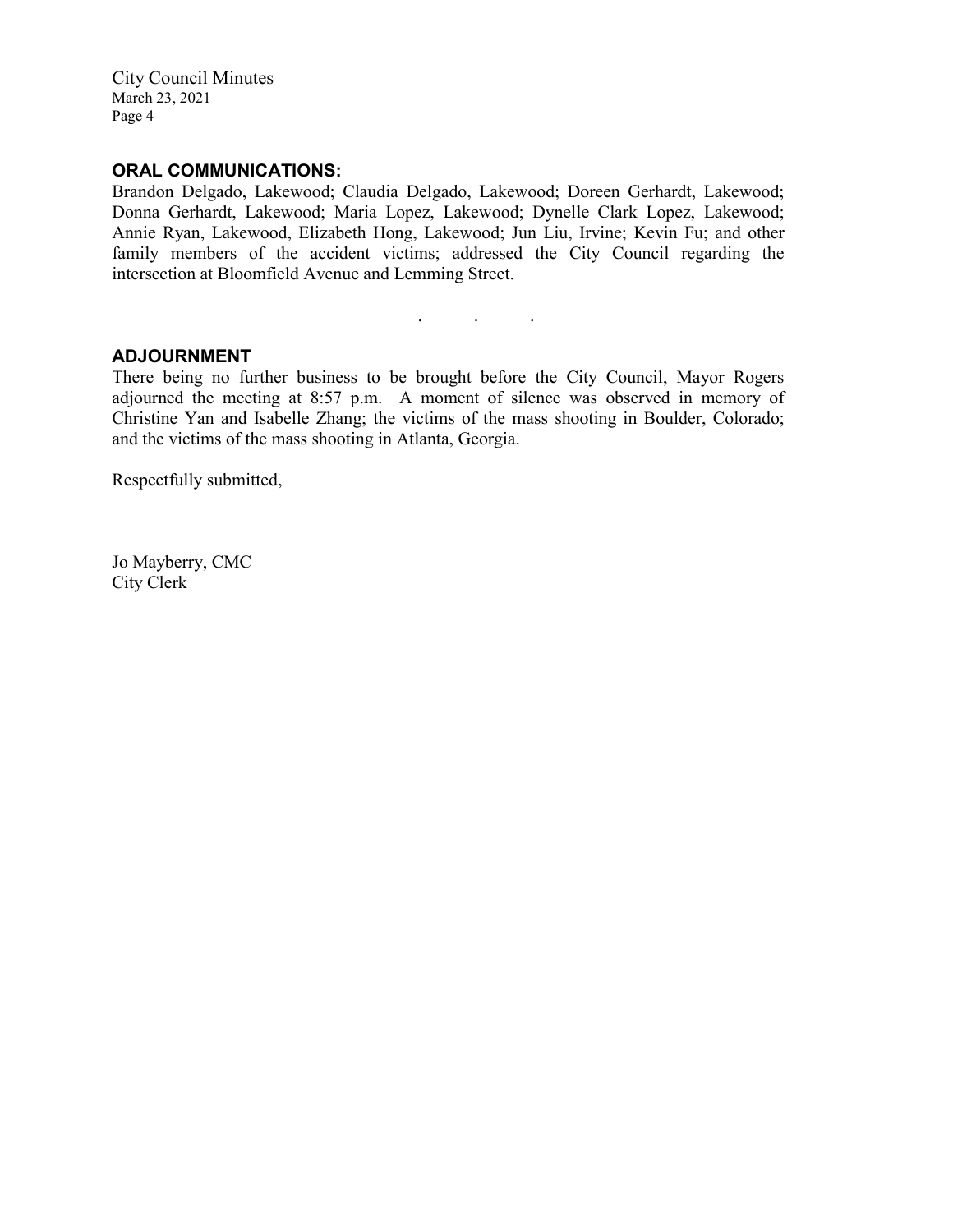## ORAL COMMUNICATIONS:

Brandon Delgado, Lakewood; Claudia Delgado, Lakewood; Doreen Gerhardt, Lakewood; Donna Gerhardt, Lakewood; Maria Lopez, Lakewood; Dynelle Clark Lopez, Lakewood; Annie Ryan, Lakewood, Elizabeth Hong, Lakewood; Jun Liu, Irvine; Kevin Fu; and other family members of the accident victims; addressed the City Council regarding the intersection at Bloomfield Avenue and Lemming Street.

. . .

## ADJOURNMENT

There being no further business to be brought before the City Council, Mayor Rogers adjourned the meeting at 8:57 p.m. A moment of silence was observed in memory of Christine Yan and Isabelle Zhang; the victims of the mass shooting in Boulder, Colorado; and the victims of the mass shooting in Atlanta, Georgia.

Respectfully submitted,

Jo Mayberry, CMC
City Clerk